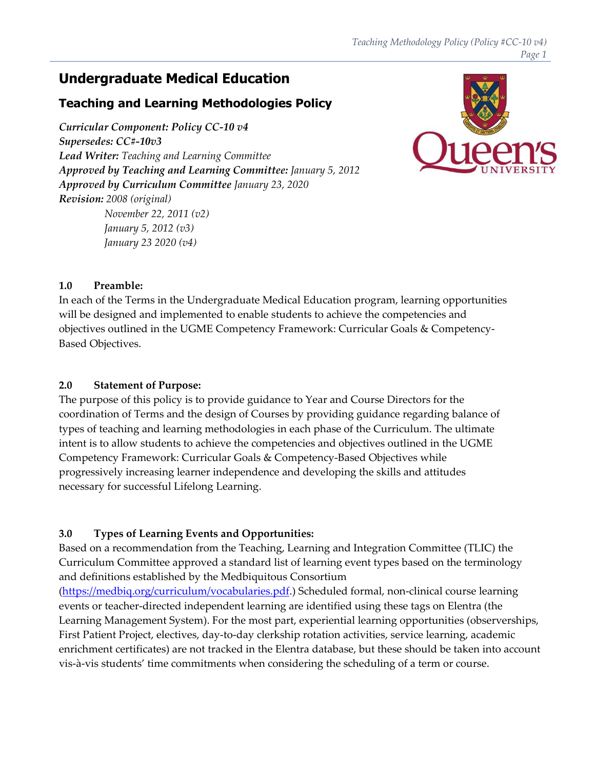# Undergraduate Medical Education

## Teaching and Learning Methodologies Policy

***Curricular Component: Policy CC-10 v4***
***Supersedes: CC#-10v3***
***Lead Writer:*** *Teaching and Learning Committee*
***Approved by Teaching and Learning Committee:*** *January 5, 2012*
***Approved by Curriculum Committee*** *January 23, 2020*
***Revision:*** *2008 (original)*
*November 22, 2011 (v2)*
*January 5, 2012 (v3)*
*January 23 2020 (v4)*

**1.0 Preamble:**

In each of the Terms in the Undergraduate Medical Education program, learning opportunities will be designed and implemented to enable students to achieve the competencies and objectives outlined in the UGME Competency Framework: Curricular Goals & Competency-Based Objectives.

**2.0 Statement of Purpose:**

The purpose of this policy is to provide guidance to Year and Course Directors for the coordination of Terms and the design of Courses by providing guidance regarding balance of types of teaching and learning methodologies in each phase of the Curriculum. The ultimate intent is to allow students to achieve the competencies and objectives outlined in the UGME Competency Framework: Curricular Goals & Competency-Based Objectives while progressively increasing learner independence and developing the skills and attitudes necessary for successful Lifelong Learning.

**3.0 Types of Learning Events and Opportunities:**

Based on a recommendation from the Teaching, Learning and Integration Committee (TLIC) the Curriculum Committee approved a standard list of learning event types based on the terminology and definitions established by the Medbiquitous Consortium (https://medbiq.org/curriculum/vocabularies.pdf.) Scheduled formal, non-clinical course learning events or teacher-directed independent learning are identified using these tags on Elentra (the Learning Management System). For the most part, experiential learning opportunities (observerships, First Patient Project, electives, day-to-day clerkship rotation activities, service learning, academic enrichment certificates) are not tracked in the Elentra database, but these should be taken into account vis-à-vis students' time commitments when considering the scheduling of a term or course.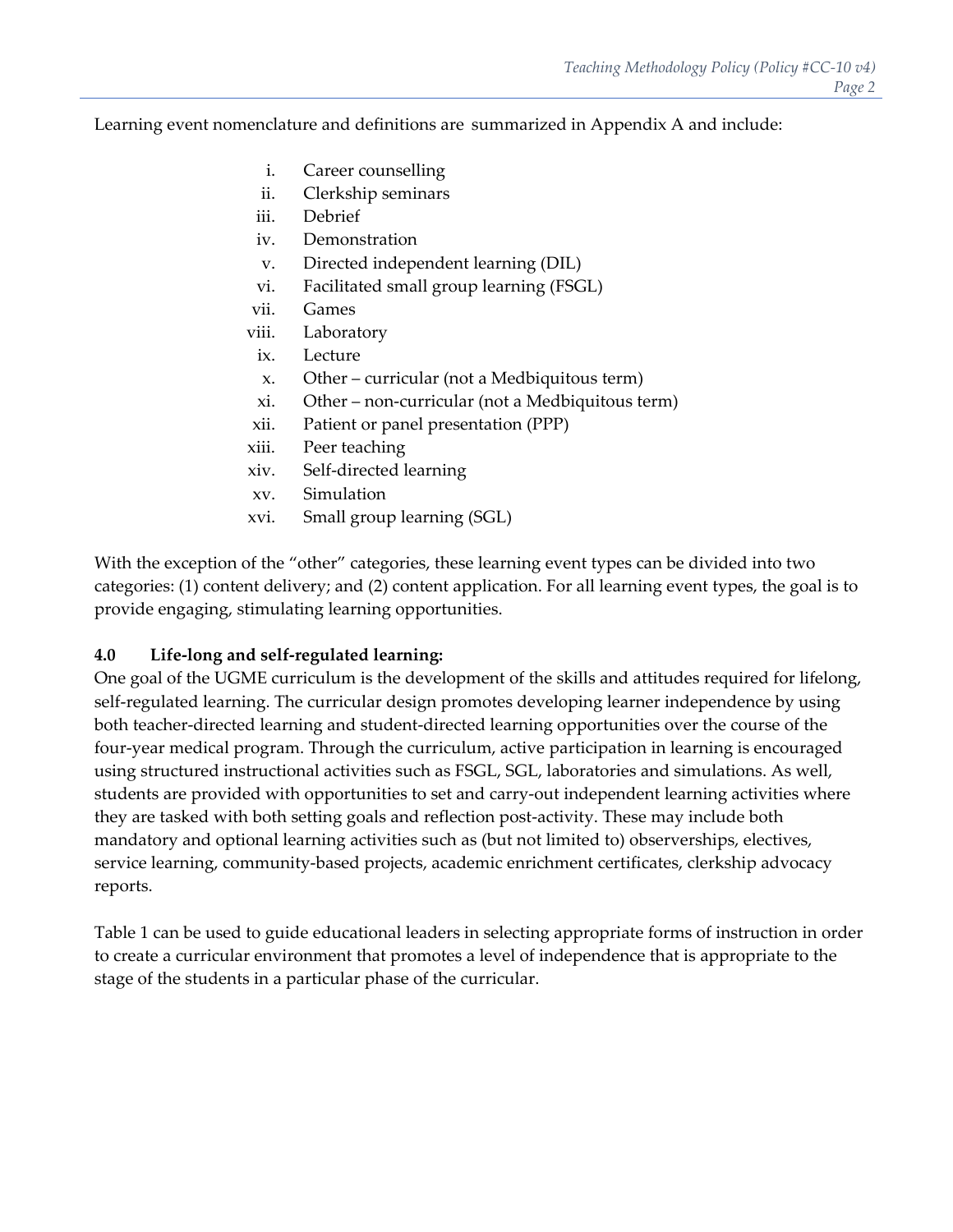Learning event nomenclature and definitions are summarized in Appendix A and include:

i. Career counselling
ii. Clerkship seminars
iii. Debrief
iv. Demonstration
v. Directed independent learning (DIL)
vi. Facilitated small group learning (FSGL)
vii. Games
viii. Laboratory
ix. Lecture
x. Other – curricular (not a Medbiquitous term)
xi. Other – non-curricular (not a Medbiquitous term)
xii. Patient or panel presentation (PPP)
xiii. Peer teaching
xiv. Self-directed learning
xv. Simulation
xvi. Small group learning (SGL)

With the exception of the "other" categories, these learning event types can be divided into two categories: (1) content delivery; and (2) content application. For all learning event types, the goal is to provide engaging, stimulating learning opportunities.

**4.0 Life-long and self-regulated learning:**

One goal of the UGME curriculum is the development of the skills and attitudes required for lifelong, self-regulated learning. The curricular design promotes developing learner independence by using both teacher-directed learning and student-directed learning opportunities over the course of the four-year medical program. Through the curriculum, active participation in learning is encouraged using structured instructional activities such as FSGL, SGL, laboratories and simulations. As well, students are provided with opportunities to set and carry-out independent learning activities where they are tasked with both setting goals and reflection post-activity. These may include both mandatory and optional learning activities such as (but not limited to) observerships, electives, service learning, community-based projects, academic enrichment certificates, clerkship advocacy reports.

Table 1 can be used to guide educational leaders in selecting appropriate forms of instruction in order to create a curricular environment that promotes a level of independence that is appropriate to the stage of the students in a particular phase of the curricular.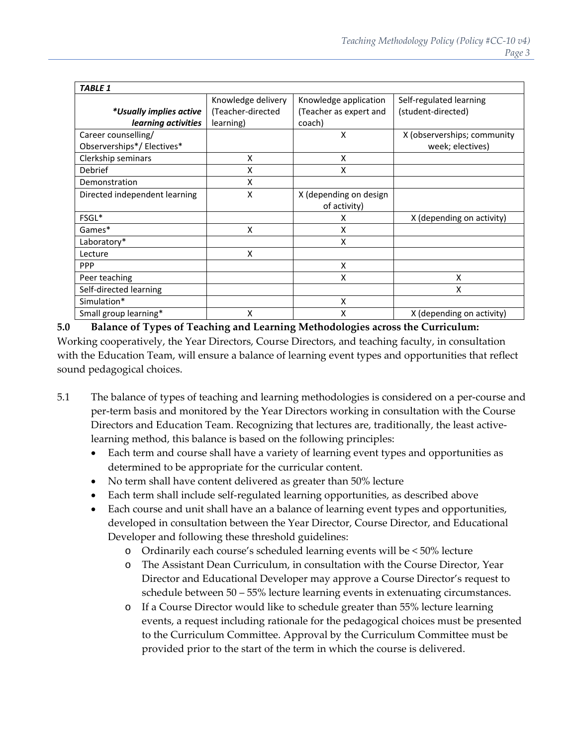| ***TABLE 1*** | | | |
|---|---|---|---|
| ***\*Usually implies active learning activities*** | Knowledge delivery (Teacher-directed learning) | Knowledge application (Teacher as expert and coach) | Self-regulated learning (student-directed) |
| Career counselling/ Observerships*/ Electives* | | X | X (observerships; community week; electives) |
| Clerkship seminars | X | X | |
| Debrief | X | X | |
| Demonstration | X | | |
| Directed independent learning | X | X (depending on design of activity) | |
| FSGL* | | X | X (depending on activity) |
| Games* | X | X | |
| Laboratory* | | X | |
| Lecture | X | | |
| PPP | | X | |
| Peer teaching | | X | X |
| Self-directed learning | | | X |
| Simulation* | | X | |
| Small group learning* | X | X | X (depending on activity) |

## 5.0 Balance of Types of Teaching and Learning Methodologies across the Curriculum:

Working cooperatively, the Year Directors, Course Directors, and teaching faculty, in consultation with the Education Team, will ensure a balance of learning event types and opportunities that reflect sound pedagogical choices.

5.1 The balance of types of teaching and learning methodologies is considered on a per-course and per-term basis and monitored by the Year Directors working in consultation with the Course Directors and Education Team. Recognizing that lectures are, traditionally, the least active-learning method, this balance is based on the following principles:

- Each term and course shall have a variety of learning event types and opportunities as determined to be appropriate for the curricular content.
- No term shall have content delivered as greater than 50% lecture
- Each term shall include self-regulated learning opportunities, as described above
- Each course and unit shall have an a balance of learning event types and opportunities, developed in consultation between the Year Director, Course Director, and Educational Developer and following these threshold guidelines:
    - Ordinarily each course's scheduled learning events will be < 50% lecture
    - The Assistant Dean Curriculum, in consultation with the Course Director, Year Director and Educational Developer may approve a Course Director's request to schedule between 50 – 55% lecture learning events in extenuating circumstances.
    - If a Course Director would like to schedule greater than 55% lecture learning events, a request including rationale for the pedagogical choices must be presented to the Curriculum Committee. Approval by the Curriculum Committee must be provided prior to the start of the term in which the course is delivered.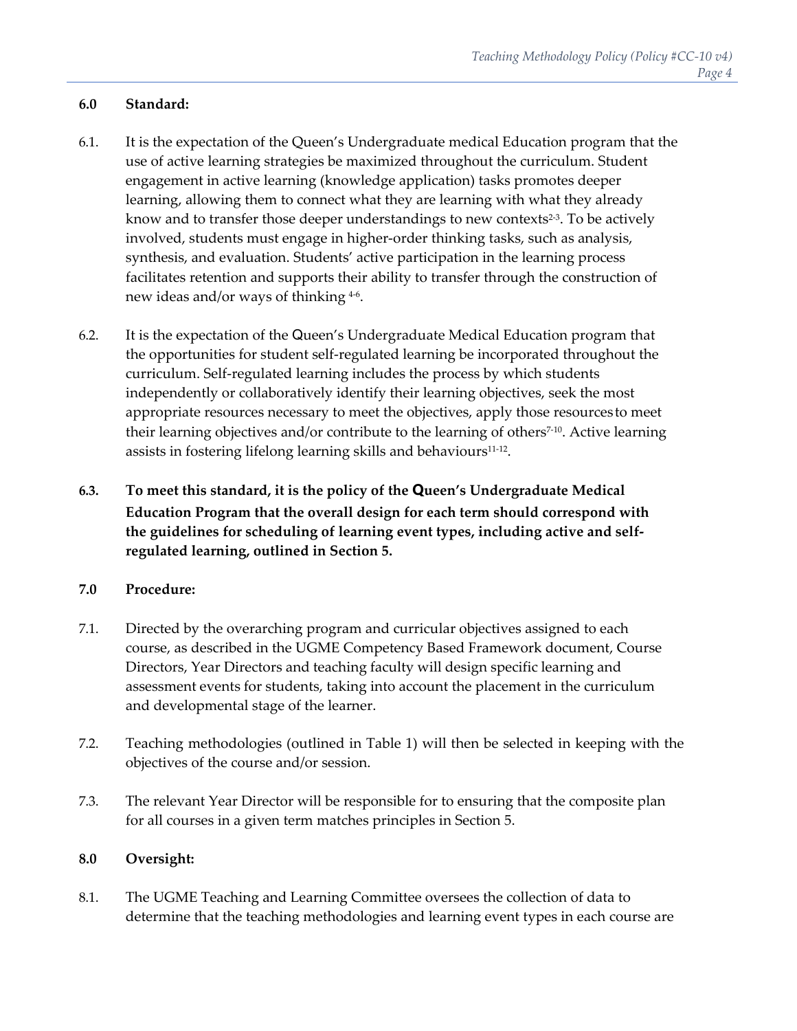## 6.0 Standard:

6.1. It is the expectation of the Queen's Undergraduate medical Education program that the use of active learning strategies be maximized throughout the curriculum. Student engagement in active learning (knowledge application) tasks promotes deeper learning, allowing them to connect what they are learning with what they already know and to transfer those deeper understandings to new contexts[2-3]. To be actively involved, students must engage in higher-order thinking tasks, such as analysis, synthesis, and evaluation. Students' active participation in the learning process facilitates retention and supports their ability to transfer through the construction of new ideas and/or ways of thinking [4-6].

6.2. It is the expectation of the Queen's Undergraduate Medical Education program that the opportunities for student self-regulated learning be incorporated throughout the curriculum. Self-regulated learning includes the process by which students independently or collaboratively identify their learning objectives, seek the most appropriate resources necessary to meet the objectives, apply those resources to meet their learning objectives and/or contribute to the learning of others[7-10]. Active learning assists in fostering lifelong learning skills and behaviours[11-12].

**6.3. To meet this standard, it is the policy of the Queen's Undergraduate Medical Education Program that the overall design for each term should correspond with the guidelines for scheduling of learning event types, including active and self-regulated learning, outlined in Section 5.**

## 7.0 Procedure:

7.1. Directed by the overarching program and curricular objectives assigned to each course, as described in the UGME Competency Based Framework document, Course Directors, Year Directors and teaching faculty will design specific learning and assessment events for students, taking into account the placement in the curriculum and developmental stage of the learner.

7.2. Teaching methodologies (outlined in Table 1) will then be selected in keeping with the objectives of the course and/or session.

7.3. The relevant Year Director will be responsible for to ensuring that the composite plan for all courses in a given term matches principles in Section 5.

## 8.0 Oversight:

8.1. The UGME Teaching and Learning Committee oversees the collection of data to determine that the teaching methodologies and learning event types in each course are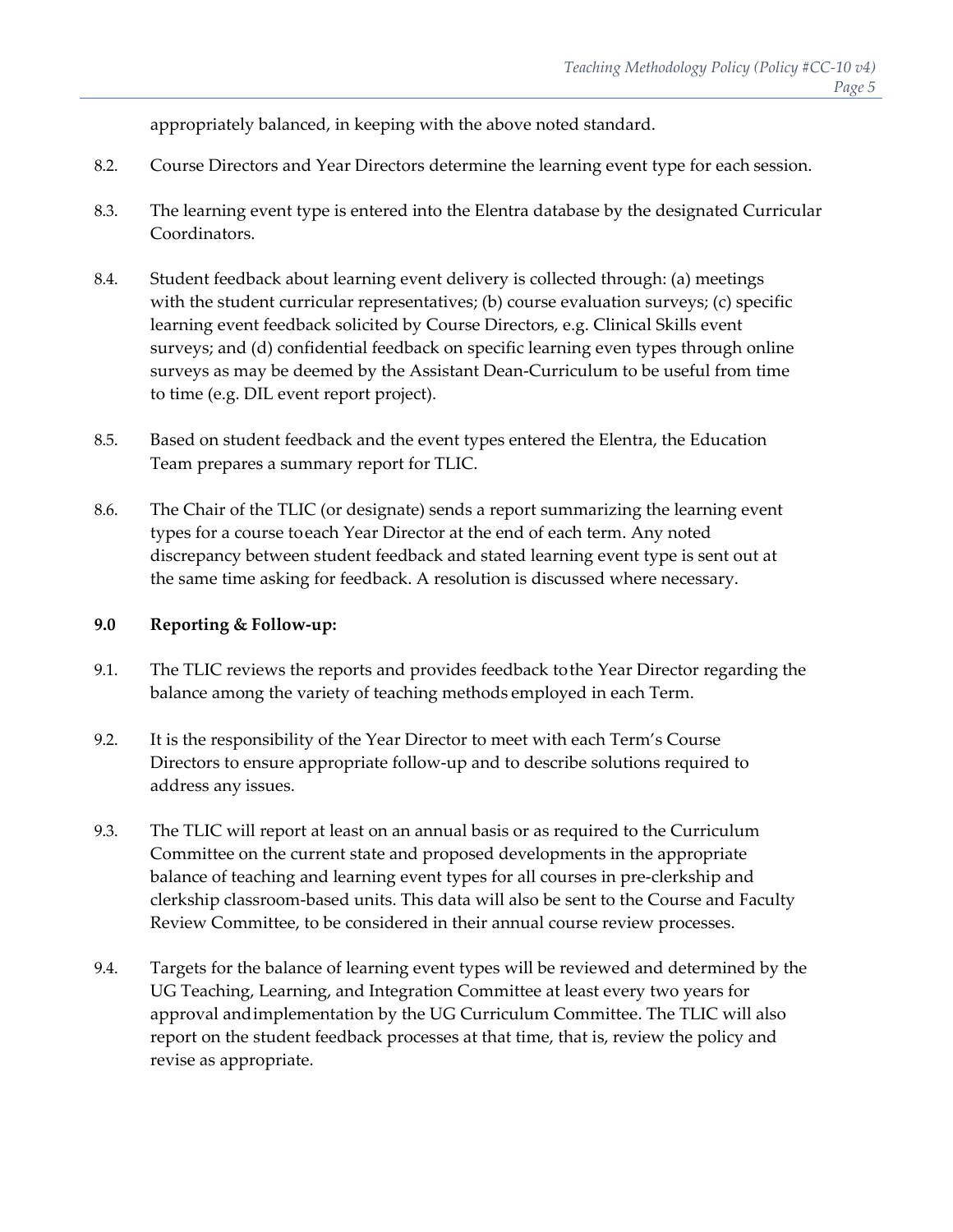appropriately balanced, in keeping with the above noted standard.

8.2. Course Directors and Year Directors determine the learning event type for each session.

8.3. The learning event type is entered into the Elentra database by the designated Curricular Coordinators.

8.4. Student feedback about learning event delivery is collected through: (a) meetings with the student curricular representatives; (b) course evaluation surveys; (c) specific learning event feedback solicited by Course Directors, e.g. Clinical Skills event surveys; and (d) confidential feedback on specific learning even types through online surveys as may be deemed by the Assistant Dean-Curriculum to be useful from time to time (e.g. DIL event report project).

8.5. Based on student feedback and the event types entered the Elentra, the Education Team prepares a summary report for TLIC.

8.6. The Chair of the TLIC (or designate) sends a report summarizing the learning event types for a course toeach Year Director at the end of each term. Any noted discrepancy between student feedback and stated learning event type is sent out at the same time asking for feedback. A resolution is discussed where necessary.

**9.0 Reporting & Follow-up:**

9.1. The TLIC reviews the reports and provides feedback tothe Year Director regarding the balance among the variety of teaching methods employed in each Term.

9.2. It is the responsibility of the Year Director to meet with each Term's Course Directors to ensure appropriate follow-up and to describe solutions required to address any issues.

9.3. The TLIC will report at least on an annual basis or as required to the Curriculum Committee on the current state and proposed developments in the appropriate balance of teaching and learning event types for all courses in pre-clerkship and clerkship classroom-based units. This data will also be sent to the Course and Faculty Review Committee, to be considered in their annual course review processes.

9.4. Targets for the balance of learning event types will be reviewed and determined by the UG Teaching, Learning, and Integration Committee at least every two years for approval andimplementation by the UG Curriculum Committee. The TLIC will also report on the student feedback processes at that time, that is, review the policy and revise as appropriate.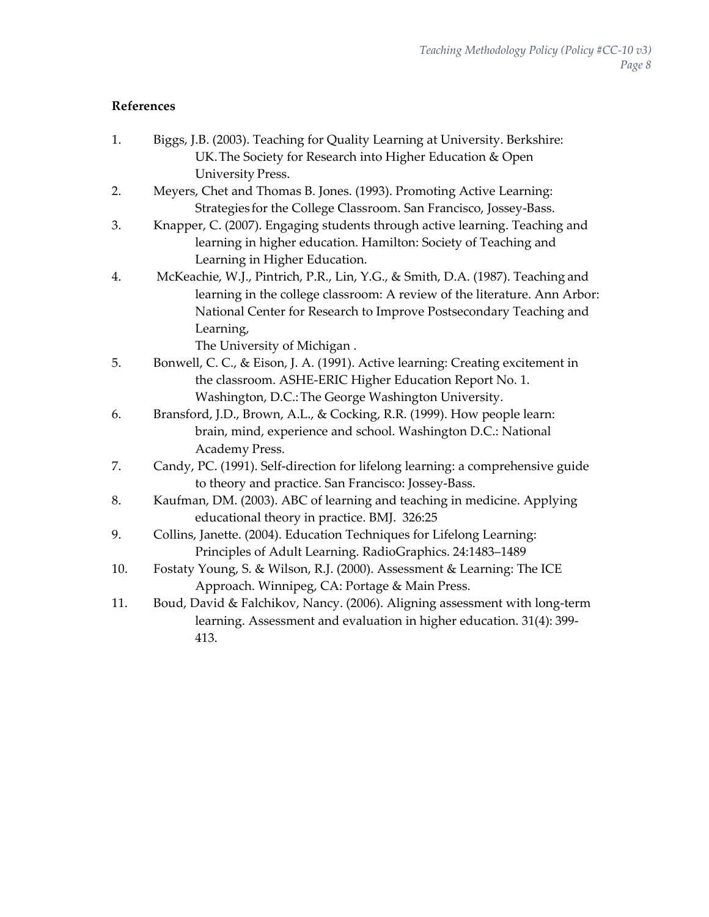**References**

1. Biggs, J.B. (2003). Teaching for Quality Learning at University. Berkshire: UK. The Society for Research into Higher Education & Open University Press.
2. Meyers, Chet and Thomas B. Jones. (1993). Promoting Active Learning: Strategies for the College Classroom. San Francisco, Jossey-Bass.
3. Knapper, C. (2007). Engaging students through active learning. Teaching and learning in higher education. Hamilton: Society of Teaching and Learning in Higher Education.
4. McKeachie, W.J., Pintrich, P.R., Lin, Y.G., & Smith, D.A. (1987). Teaching and learning in the college classroom: A review of the literature. Ann Arbor: National Center for Research to Improve Postsecondary Teaching and Learning, The University of Michigan .
5. Bonwell, C. C., & Eison, J. A. (1991). Active learning: Creating excitement in the classroom. ASHE-ERIC Higher Education Report No. 1. Washington, D.C.: The George Washington University.
6. Bransford, J.D., Brown, A.L., & Cocking, R.R. (1999). How people learn: brain, mind, experience and school. Washington D.C.: National Academy Press.
7. Candy, PC. (1991). Self-direction for lifelong learning: a comprehensive guide to theory and practice. San Francisco: Jossey-Bass.
8. Kaufman, DM. (2003). ABC of learning and teaching in medicine. Applying educational theory in practice. BMJ. 326:25
9. Collins, Janette. (2004). Education Techniques for Lifelong Learning: Principles of Adult Learning. RadioGraphics. 24:1483–1489
10. Fostaty Young, S. & Wilson, R.J. (2000). Assessment & Learning: The ICE Approach. Winnipeg, CA: Portage & Main Press.
11. Boud, David & Falchikov, Nancy. (2006). Aligning assessment with long-term learning. Assessment and evaluation in higher education. 31(4): 399-413.